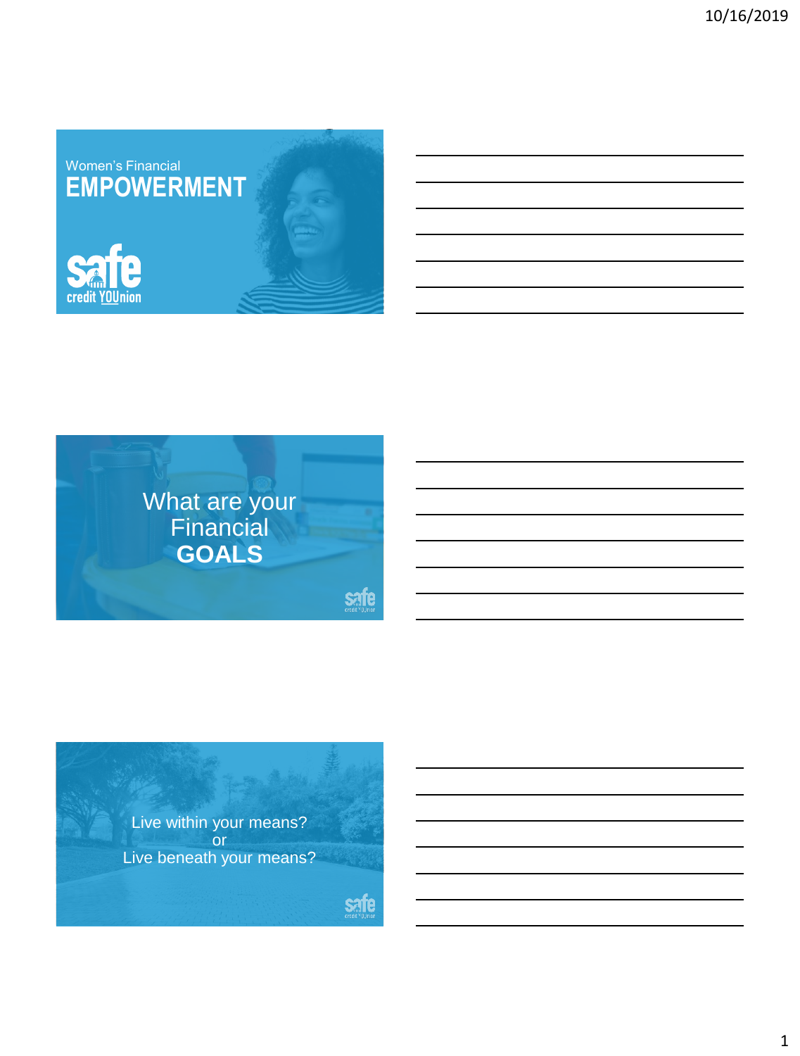Women's Financial
# EMPOWERMENT

safe credit YOUnion

---

What are your Financial **GOALS**

---

Live within your means?
or
Live beneath your means?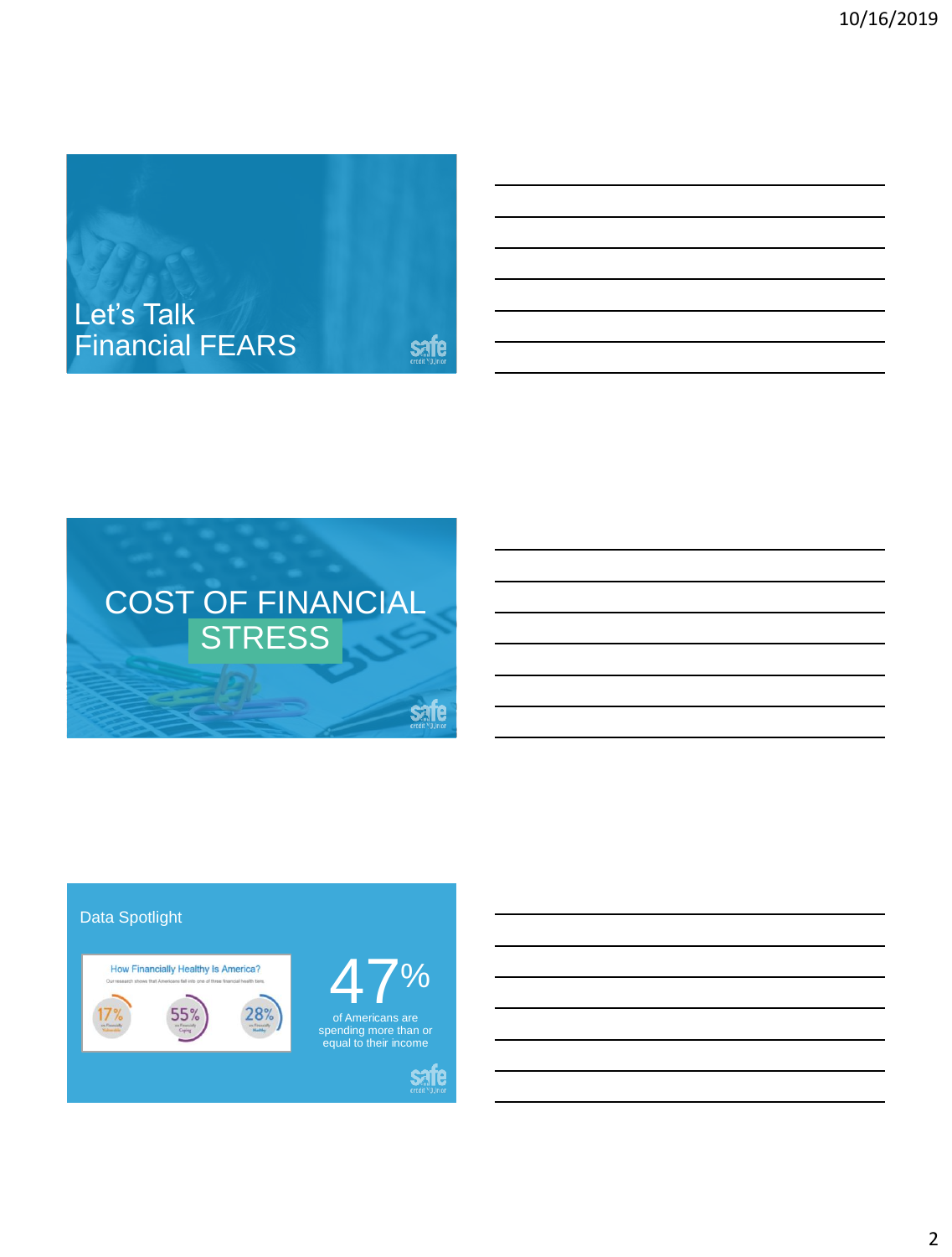## Let's Talk Financial FEARS

## COST OF FINANCIAL STRESS

### Data Spotlight

How Financially Healthy Is America?

Our research shows that Americans fall into one of three financial health tiers.

17% are Financially Vulnerable

55% are Financially Coping

28% are Financially Healthy

**47%** of Americans are spending more than or equal to their income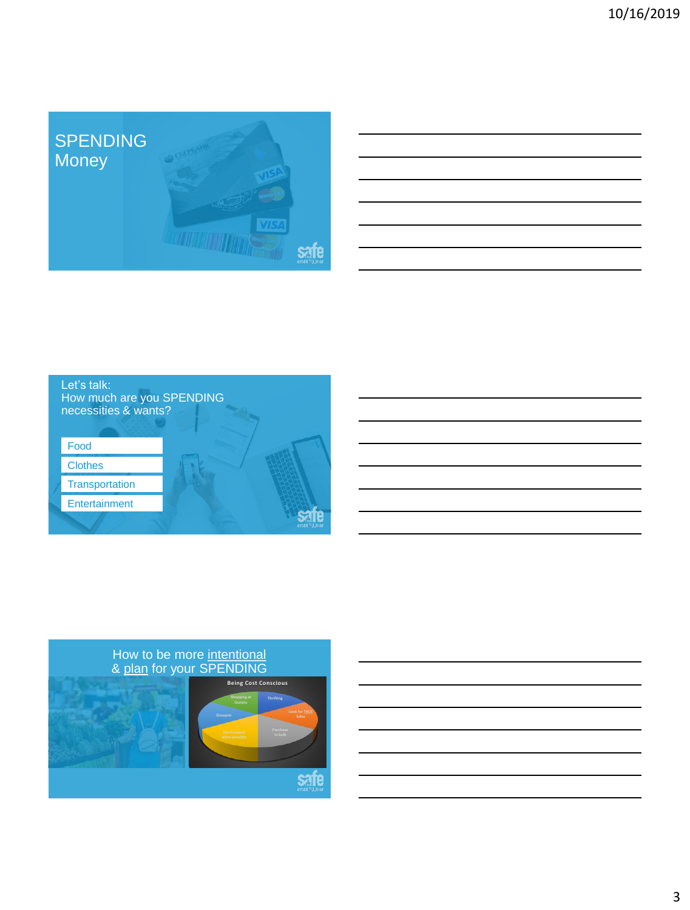# SPENDING Money

## Let's talk: How much are you SPENDING necessities & wants?

- Food
- Clothes
- Transportation
- Entertainment

## How to be more intentional & plan for your SPENDING

**Being Cost Conscious**

- Shopping at Outlets
- Thrifting
- Look for TRUE Sales
- Purchase in bulk
- Use Coupons when possible
- Groupon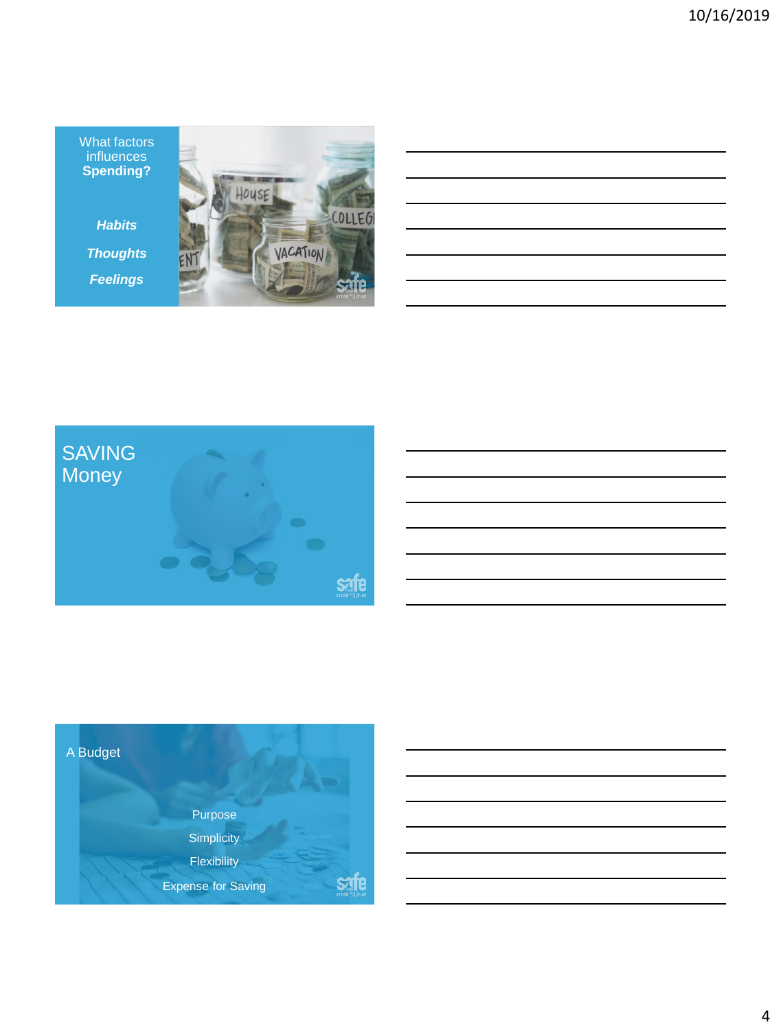## What factors influences **Spending?**

***Habits***

***Thoughts***

***Feelings***

## SAVING Money

## A Budget

Purpose

Simplicity

Flexibility

Expense for Saving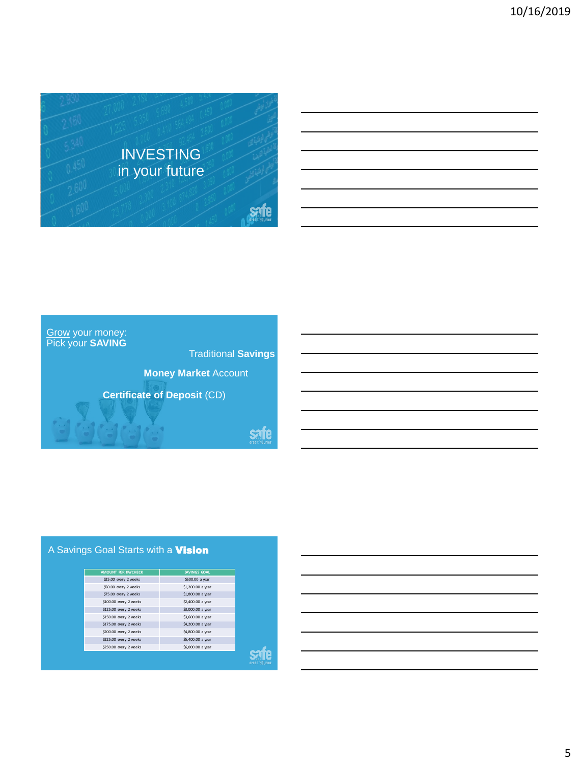# INVESTING in your future

## Grow your money: Pick your **SAVING**

Traditional **Savings**

**Money Market** Account

**Certificate of Deposit** (CD)

## A Savings Goal Starts with a **Vision**

| AMOUNT PER PAYCHECK | SAVINGS GOAL |
|---|---|
| $25.00 every 2 weeks | $600.00 a year |
| $50.00 every 2 weeks | $1,200.00 a year |
| $75.00 every 2 weeks | $1,800.00 a year |
| $100.00 every 2 weeks | $2,400.00 a year |
| $125.00 every 2 weeks | $3,000.00 a year |
| $150.00 every 2 weeks | $3,600.00 a year |
| $175.00 every 2 weeks | $4,200.00 a year |
| $200.00 every 2 weeks | $4,800.00 a year |
| $225.00 every 2 weeks | $5,400.00 a year |
| $250.00 every 2 weeks | $6,000.00 a year |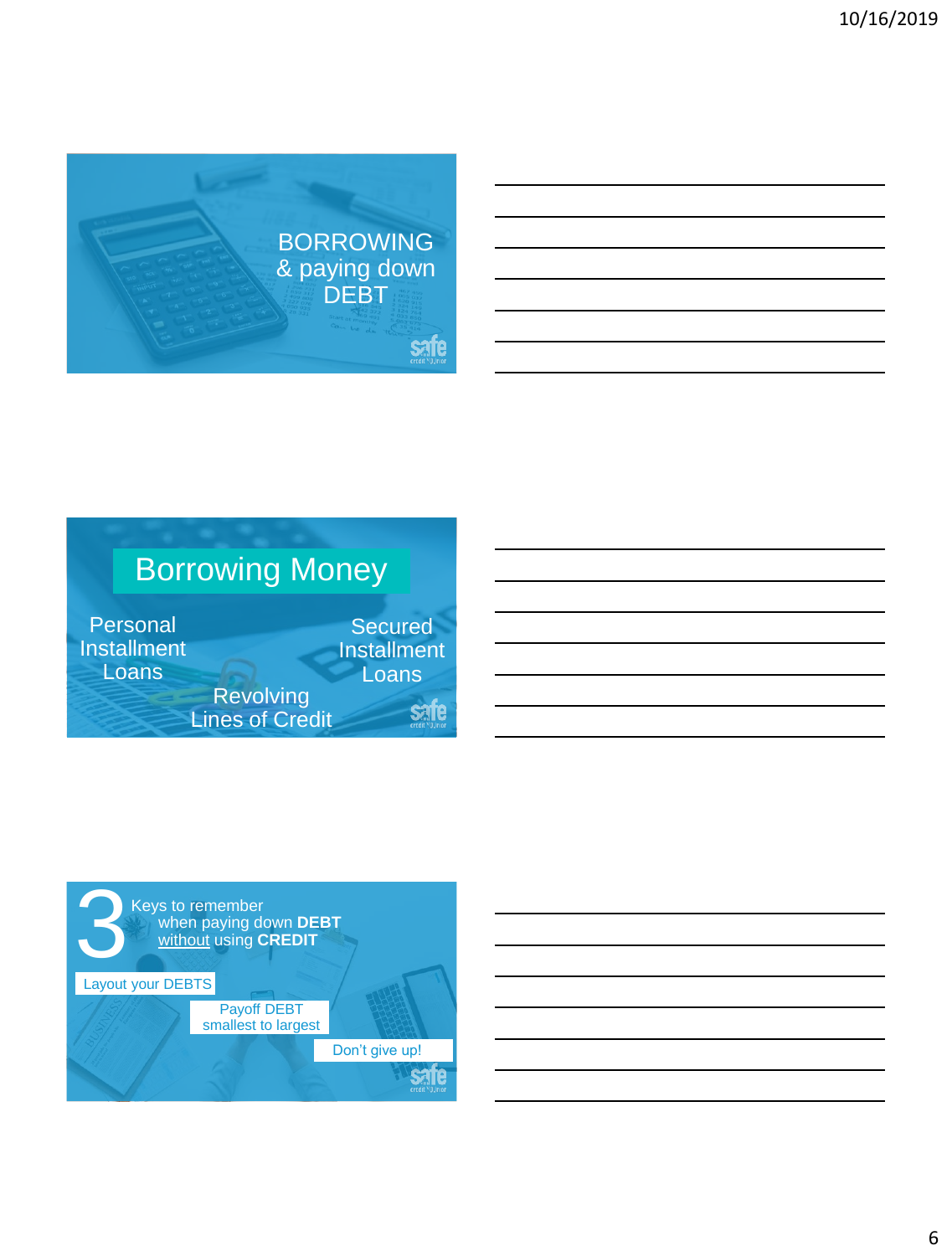# BORROWING & paying down DEBT

## Borrowing Money

Personal Installment Loans

Secured Installment Loans

Revolving Lines of Credit

## 3 Keys to remember when paying down **DEBT** without using **CREDIT**

- Layout your DEBTS
- Payoff DEBT smallest to largest
- Don't give up!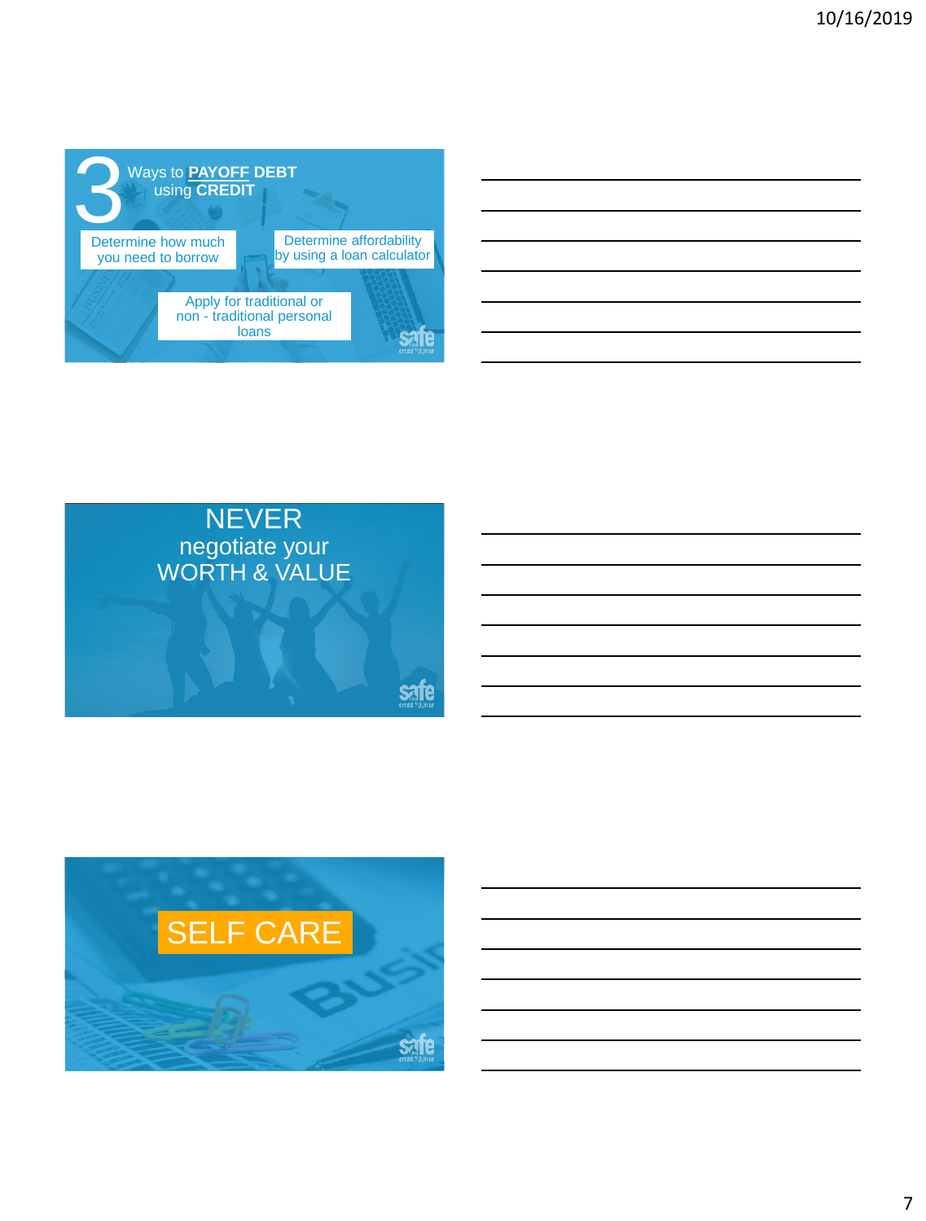## 3 Ways to PAYOFF DEBT using CREDIT

- Determine how much you need to borrow
- Determine affordability by using a loan calculator
- Apply for traditional or non - traditional personal loans

## NEVER negotiate your WORTH & VALUE

## SELF CARE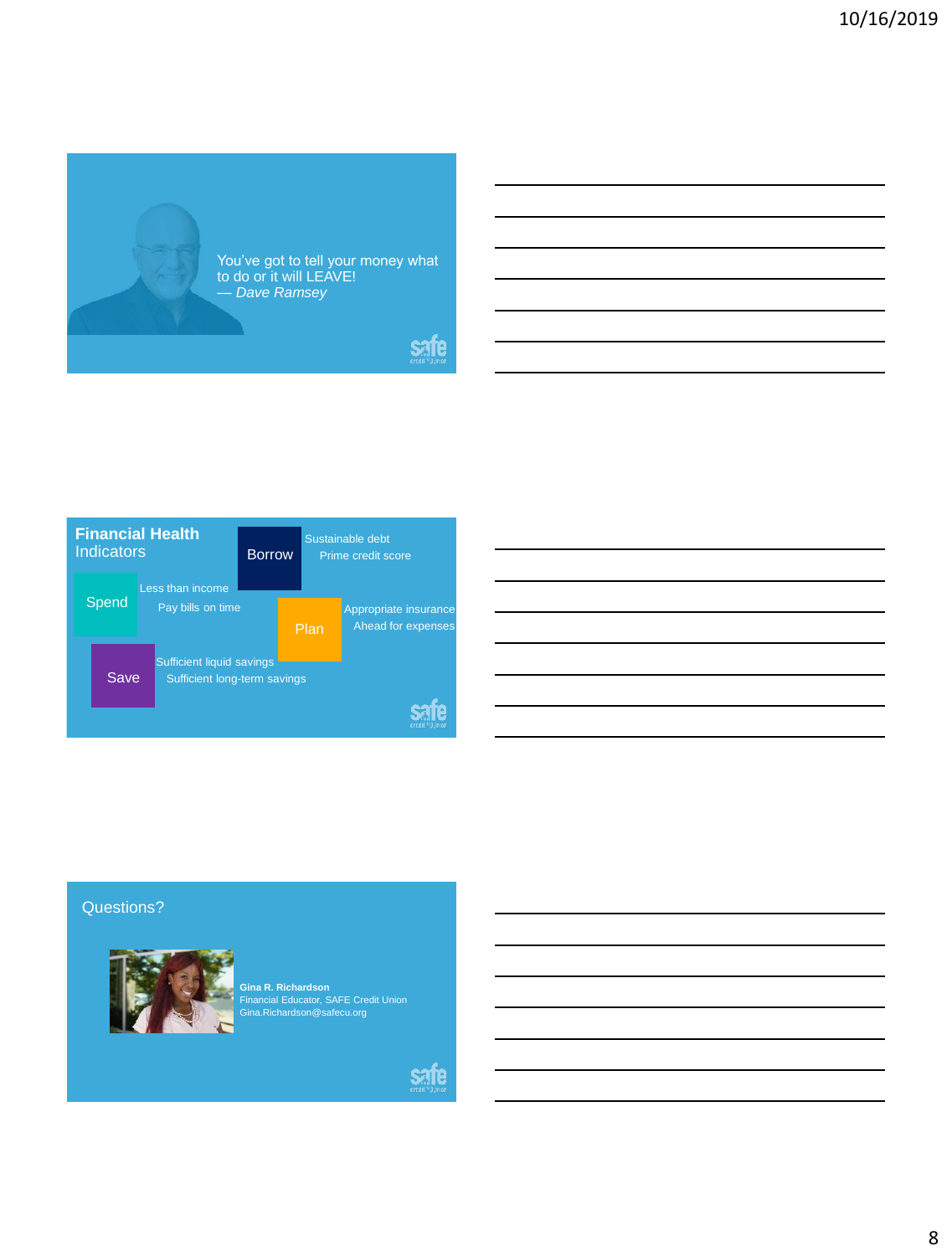You've got to tell your money what to do or it will LEAVE!
— *Dave Ramsey*

## Financial Health Indicators

**Borrow**
- Sustainable debt
- Prime credit score

**Spend**
- Less than income
- Pay bills on time

**Plan**
- Appropriate insurance
- Ahead for expenses

**Save**
- Sufficient liquid savings
- Sufficient long-term savings

## Questions?

**Gina R. Richardson**
Financial Educator, SAFE Credit Union
Gina.Richardson@safecu.org